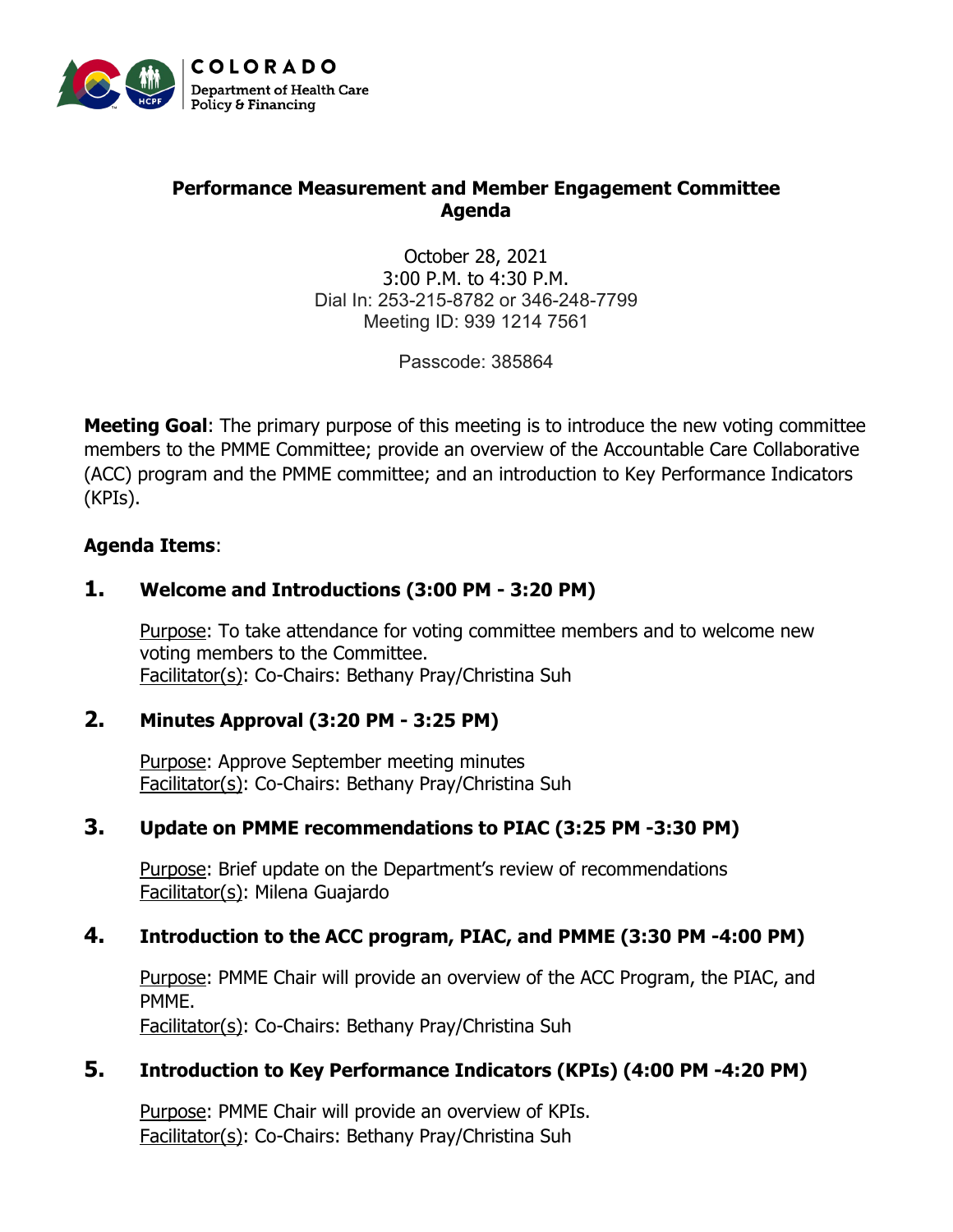COLORADO
Department of Health Care Policy & Financing

# Performance Measurement and Member Engagement Committee Agenda

October 28, 2021
3:00 P.M. to 4:30 P.M.
Dial In: 253-215-8782 or 346-248-7799
Meeting ID: 939 1214 7561

Passcode: 385864

**Meeting Goal**: The primary purpose of this meeting is to introduce the new voting committee members to the PMME Committee; provide an overview of the Accountable Care Collaborative (ACC) program and the PMME committee; and an introduction to Key Performance Indicators (KPIs).

**Agenda Items**:

## 1. Welcome and Introductions (3:00 PM - 3:20 PM)

Purpose: To take attendance for voting committee members and to welcome new voting members to the Committee.
Facilitator(s): Co-Chairs: Bethany Pray/Christina Suh

## 2. Minutes Approval (3:20 PM - 3:25 PM)

Purpose: Approve September meeting minutes
Facilitator(s): Co-Chairs: Bethany Pray/Christina Suh

## 3. Update on PMME recommendations to PIAC (3:25 PM -3:30 PM)

Purpose: Brief update on the Department's review of recommendations
Facilitator(s): Milena Guajardo

## 4. Introduction to the ACC program, PIAC, and PMME (3:30 PM -4:00 PM)

Purpose: PMME Chair will provide an overview of the ACC Program, the PIAC, and PMME.
Facilitator(s): Co-Chairs: Bethany Pray/Christina Suh

## 5. Introduction to Key Performance Indicators (KPIs) (4:00 PM -4:20 PM)

Purpose: PMME Chair will provide an overview of KPIs.
Facilitator(s): Co-Chairs: Bethany Pray/Christina Suh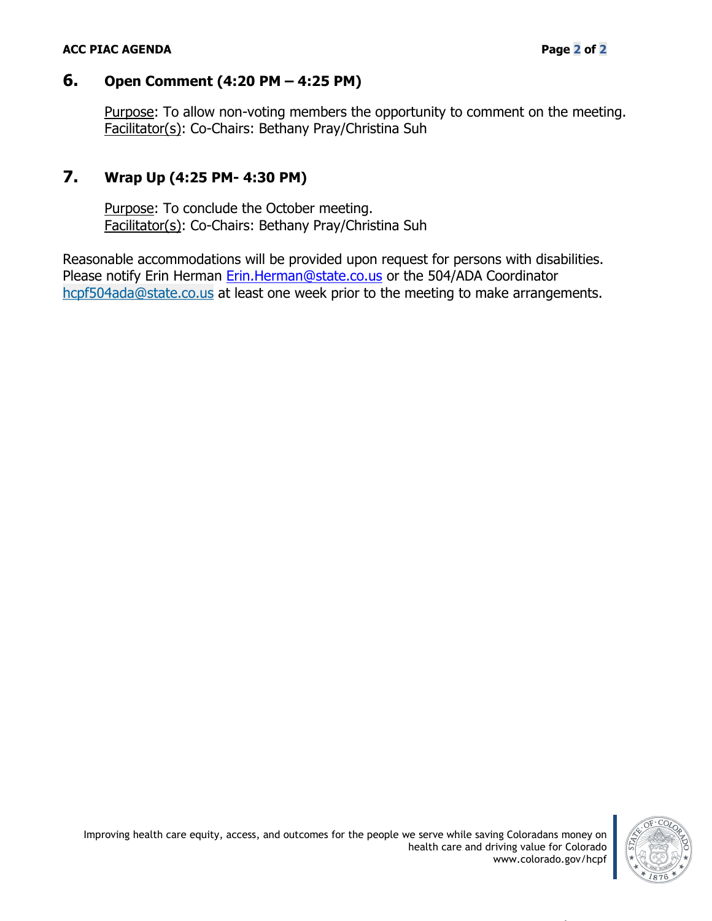## 6. Open Comment (4:20 PM – 4:25 PM)

Purpose: To allow non-voting members the opportunity to comment on the meeting.
Facilitator(s): Co-Chairs: Bethany Pray/Christina Suh

## 7. Wrap Up (4:25 PM- 4:30 PM)

Purpose: To conclude the October meeting.
Facilitator(s): Co-Chairs: Bethany Pray/Christina Suh

Reasonable accommodations will be provided upon request for persons with disabilities. Please notify Erin Herman Erin.Herman@state.co.us or the 504/ADA Coordinator hcpf504ada@state.co.us at least one week prior to the meeting to make arrangements.